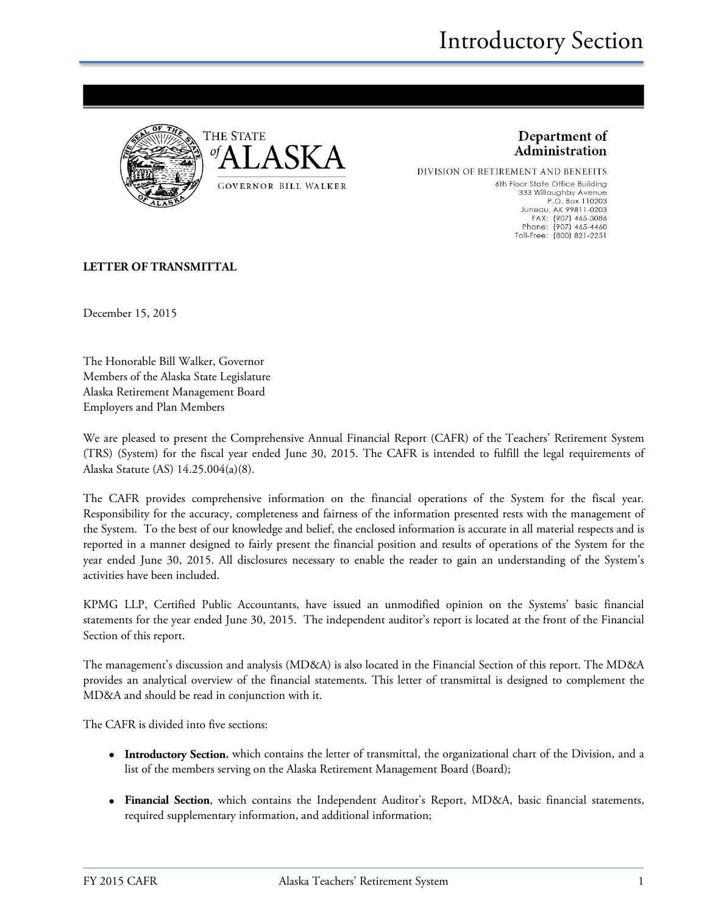THE STATE of ALASKA

GOVERNOR BILL WALKER

**Department of Administration**

DIVISION OF RETIREMENT AND BENEFITS

6th Floor State Office Building
333 Willoughby Avenue
P.O. Box 110203
Juneau, AK 99811-0203
FAX: (907) 465-3086
Phone: (907) 465-4460
Toll-Free: (800) 821-2251

**LETTER OF TRANSMITTAL**

December 15, 2015

The Honorable Bill Walker, Governor
Members of the Alaska State Legislature
Alaska Retirement Management Board
Employers and Plan Members

We are pleased to present the Comprehensive Annual Financial Report (CAFR) of the Teachers' Retirement System (TRS) (System) for the fiscal year ended June 30, 2015. The CAFR is intended to fulfill the legal requirements of Alaska Statute (AS) 14.25.004(a)(8).

The CAFR provides comprehensive information on the financial operations of the System for the fiscal year. Responsibility for the accuracy, completeness and fairness of the information presented rests with the management of the System. To the best of our knowledge and belief, the enclosed information is accurate in all material respects and is reported in a manner designed to fairly present the financial position and results of operations of the System for the year ended June 30, 2015. All disclosures necessary to enable the reader to gain an understanding of the System's activities have been included.

KPMG LLP, Certified Public Accountants, have issued an unmodified opinion on the Systems' basic financial statements for the year ended June 30, 2015. The independent auditor's report is located at the front of the Financial Section of this report.

The management's discussion and analysis (MD&A) is also located in the Financial Section of this report. The MD&A provides an analytical overview of the financial statements. This letter of transmittal is designed to complement the MD&A and should be read in conjunction with it.

The CAFR is divided into five sections:

- **Introductory Section**, which contains the letter of transmittal, the organizational chart of the Division, and a list of the members serving on the Alaska Retirement Management Board (Board);
- **Financial Section**, which contains the Independent Auditor's Report, MD&A, basic financial statements, required supplementary information, and additional information;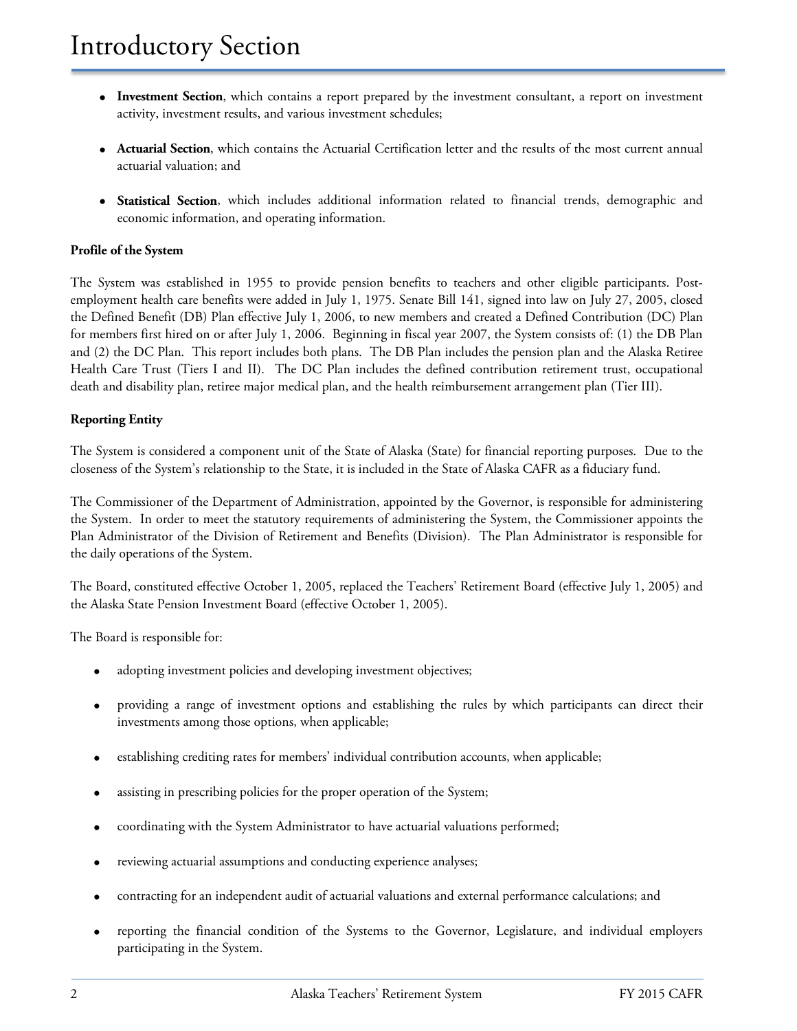- **Investment Section**, which contains a report prepared by the investment consultant, a report on investment activity, investment results, and various investment schedules;

- **Actuarial Section**, which contains the Actuarial Certification letter and the results of the most current annual actuarial valuation; and

- **Statistical Section**, which includes additional information related to financial trends, demographic and economic information, and operating information.

**Profile of the System**

The System was established in 1955 to provide pension benefits to teachers and other eligible participants. Post-employment health care benefits were added in July 1, 1975. Senate Bill 141, signed into law on July 27, 2005, closed the Defined Benefit (DB) Plan effective July 1, 2006, to new members and created a Defined Contribution (DC) Plan for members first hired on or after July 1, 2006. Beginning in fiscal year 2007, the System consists of: (1) the DB Plan and (2) the DC Plan. This report includes both plans. The DB Plan includes the pension plan and the Alaska Retiree Health Care Trust (Tiers I and II). The DC Plan includes the defined contribution retirement trust, occupational death and disability plan, retiree major medical plan, and the health reimbursement arrangement plan (Tier III).

**Reporting Entity**

The System is considered a component unit of the State of Alaska (State) for financial reporting purposes. Due to the closeness of the System's relationship to the State, it is included in the State of Alaska CAFR as a fiduciary fund.

The Commissioner of the Department of Administration, appointed by the Governor, is responsible for administering the System. In order to meet the statutory requirements of administering the System, the Commissioner appoints the Plan Administrator of the Division of Retirement and Benefits (Division). The Plan Administrator is responsible for the daily operations of the System.

The Board, constituted effective October 1, 2005, replaced the Teachers' Retirement Board (effective July 1, 2005) and the Alaska State Pension Investment Board (effective October 1, 2005).

The Board is responsible for:

- adopting investment policies and developing investment objectives;

- providing a range of investment options and establishing the rules by which participants can direct their investments among those options, when applicable;

- establishing crediting rates for members' individual contribution accounts, when applicable;

- assisting in prescribing policies for the proper operation of the System;

- coordinating with the System Administrator to have actuarial valuations performed;

- reviewing actuarial assumptions and conducting experience analyses;

- contracting for an independent audit of actuarial valuations and external performance calculations; and

- reporting the financial condition of the Systems to the Governor, Legislature, and individual employers participating in the System.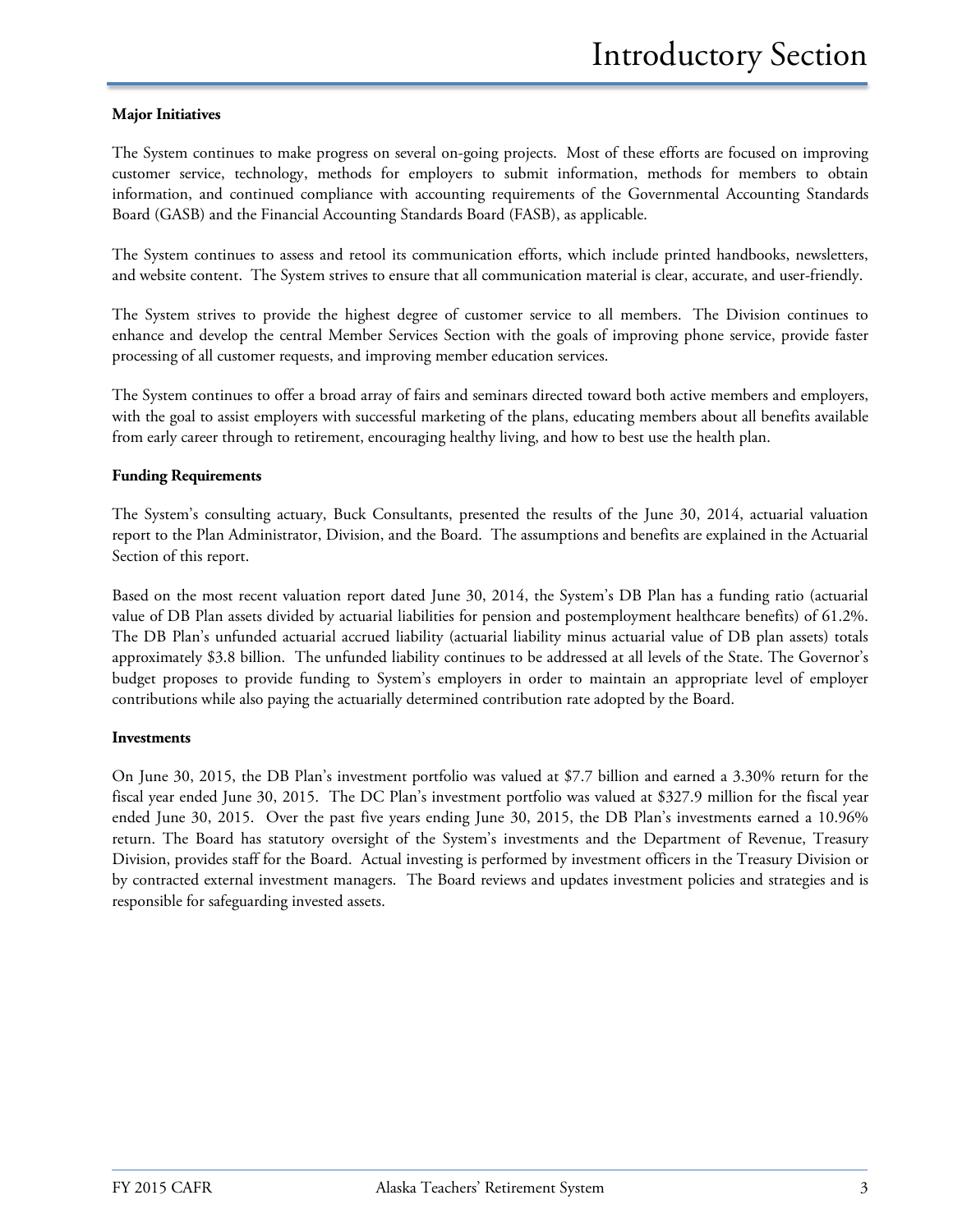**Major Initiatives**

The System continues to make progress on several on-going projects. Most of these efforts are focused on improving customer service, technology, methods for employers to submit information, methods for members to obtain information, and continued compliance with accounting requirements of the Governmental Accounting Standards Board (GASB) and the Financial Accounting Standards Board (FASB), as applicable.

The System continues to assess and retool its communication efforts, which include printed handbooks, newsletters, and website content. The System strives to ensure that all communication material is clear, accurate, and user-friendly.

The System strives to provide the highest degree of customer service to all members. The Division continues to enhance and develop the central Member Services Section with the goals of improving phone service, provide faster processing of all customer requests, and improving member education services.

The System continues to offer a broad array of fairs and seminars directed toward both active members and employers, with the goal to assist employers with successful marketing of the plans, educating members about all benefits available from early career through to retirement, encouraging healthy living, and how to best use the health plan.

**Funding Requirements**

The System's consulting actuary, Buck Consultants, presented the results of the June 30, 2014, actuarial valuation report to the Plan Administrator, Division, and the Board. The assumptions and benefits are explained in the Actuarial Section of this report.

Based on the most recent valuation report dated June 30, 2014, the System's DB Plan has a funding ratio (actuarial value of DB Plan assets divided by actuarial liabilities for pension and postemployment healthcare benefits) of 61.2%. The DB Plan's unfunded actuarial accrued liability (actuarial liability minus actuarial value of DB plan assets) totals approximately $3.8 billion. The unfunded liability continues to be addressed at all levels of the State. The Governor's budget proposes to provide funding to System's employers in order to maintain an appropriate level of employer contributions while also paying the actuarially determined contribution rate adopted by the Board.

**Investments**

On June 30, 2015, the DB Plan's investment portfolio was valued at $7.7 billion and earned a 3.30% return for the fiscal year ended June 30, 2015. The DC Plan's investment portfolio was valued at $327.9 million for the fiscal year ended June 30, 2015. Over the past five years ending June 30, 2015, the DB Plan's investments earned a 10.96% return. The Board has statutory oversight of the System's investments and the Department of Revenue, Treasury Division, provides staff for the Board. Actual investing is performed by investment officers in the Treasury Division or by contracted external investment managers. The Board reviews and updates investment policies and strategies and is responsible for safeguarding invested assets.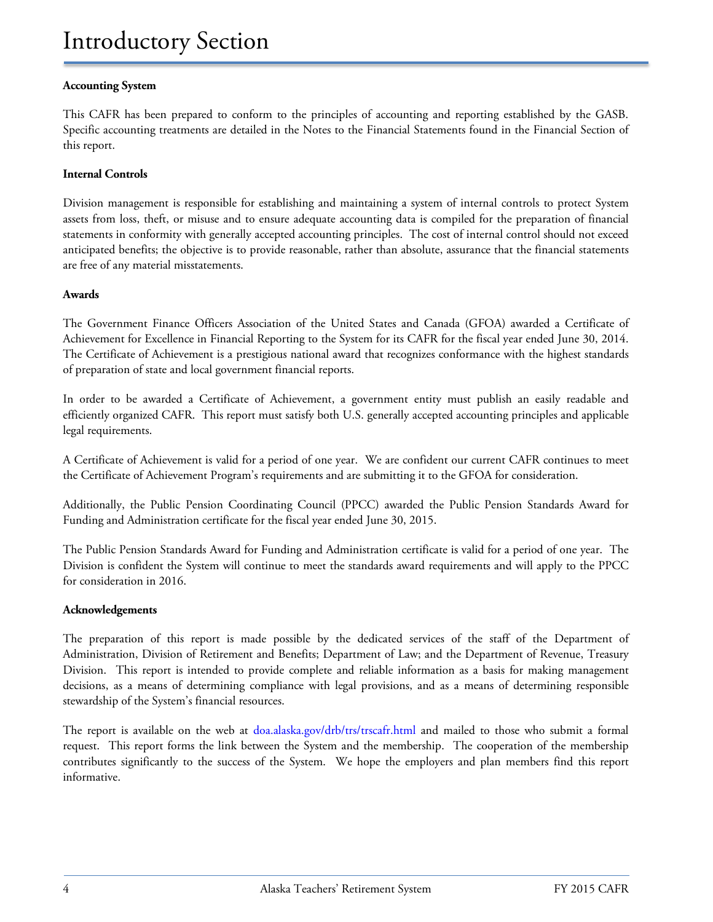# Introductory Section

**Accounting System**

This CAFR has been prepared to conform to the principles of accounting and reporting established by the GASB. Specific accounting treatments are detailed in the Notes to the Financial Statements found in the Financial Section of this report.

**Internal Controls**

Division management is responsible for establishing and maintaining a system of internal controls to protect System assets from loss, theft, or misuse and to ensure adequate accounting data is compiled for the preparation of financial statements in conformity with generally accepted accounting principles. The cost of internal control should not exceed anticipated benefits; the objective is to provide reasonable, rather than absolute, assurance that the financial statements are free of any material misstatements.

**Awards**

The Government Finance Officers Association of the United States and Canada (GFOA) awarded a Certificate of Achievement for Excellence in Financial Reporting to the System for its CAFR for the fiscal year ended June 30, 2014. The Certificate of Achievement is a prestigious national award that recognizes conformance with the highest standards of preparation of state and local government financial reports.

In order to be awarded a Certificate of Achievement, a government entity must publish an easily readable and efficiently organized CAFR. This report must satisfy both U.S. generally accepted accounting principles and applicable legal requirements.

A Certificate of Achievement is valid for a period of one year. We are confident our current CAFR continues to meet the Certificate of Achievement Program's requirements and are submitting it to the GFOA for consideration.

Additionally, the Public Pension Coordinating Council (PPCC) awarded the Public Pension Standards Award for Funding and Administration certificate for the fiscal year ended June 30, 2015.

The Public Pension Standards Award for Funding and Administration certificate is valid for a period of one year. The Division is confident the System will continue to meet the standards award requirements and will apply to the PPCC for consideration in 2016.

**Acknowledgements**

The preparation of this report is made possible by the dedicated services of the staff of the Department of Administration, Division of Retirement and Benefits; Department of Law; and the Department of Revenue, Treasury Division. This report is intended to provide complete and reliable information as a basis for making management decisions, as a means of determining compliance with legal provisions, and as a means of determining responsible stewardship of the System's financial resources.

The report is available on the web at doa.alaska.gov/drb/trs/trscafr.html and mailed to those who submit a formal request. This report forms the link between the System and the membership. The cooperation of the membership contributes significantly to the success of the System. We hope the employers and plan members find this report informative.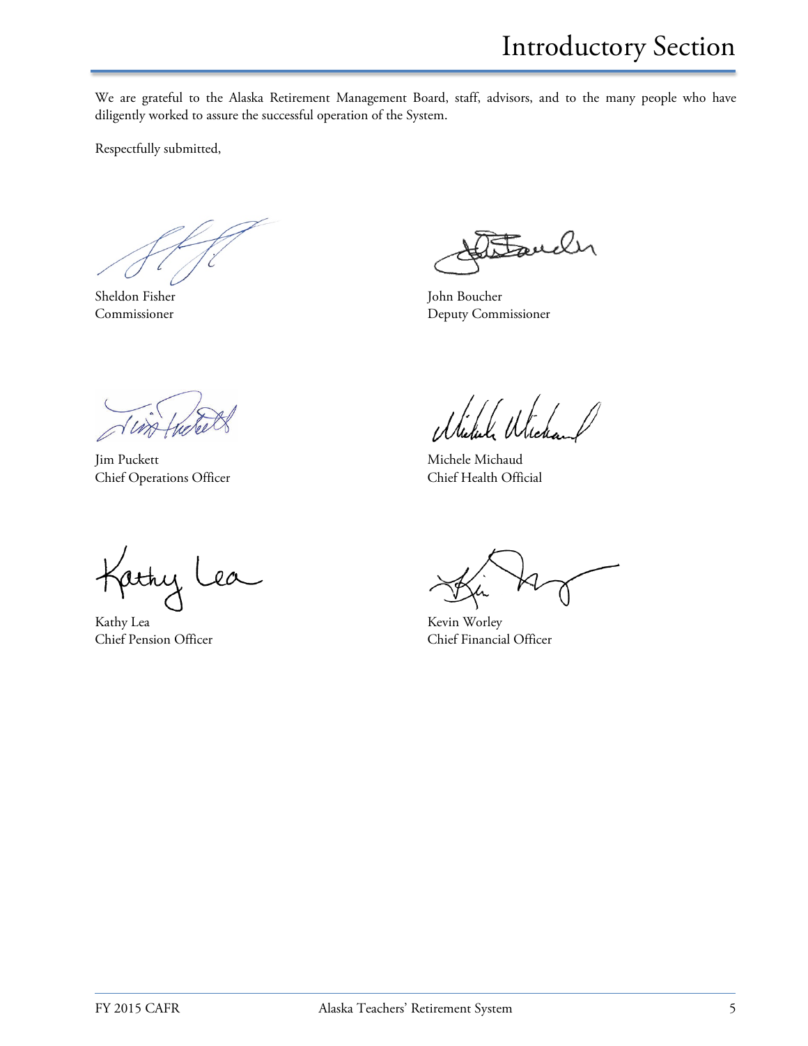We are grateful to the Alaska Retirement Management Board, staff, advisors, and to the many people who have diligently worked to assure the successful operation of the System.

Respectfully submitted,

Sheldon Fisher
Commissioner

John Boucher
Deputy Commissioner

Jim Puckett
Chief Operations Officer

Michele Michaud
Chief Health Official

Kathy Lea
Chief Pension Officer

Kevin Worley
Chief Financial Officer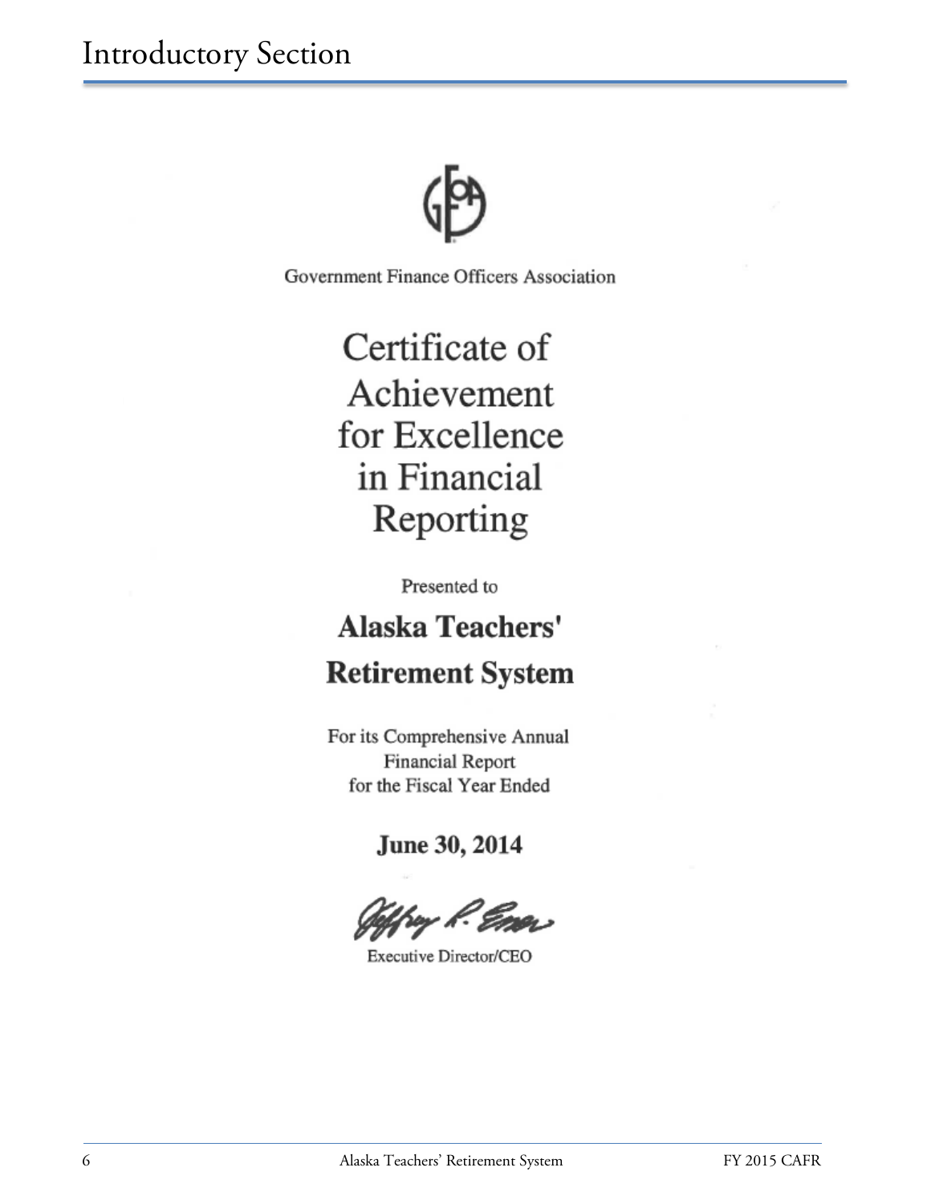# Introductory Section

Government Finance Officers Association

## Certificate of Achievement for Excellence in Financial Reporting

Presented to

**Alaska Teachers' Retirement System**

For its Comprehensive Annual Financial Report for the Fiscal Year Ended

**June 30, 2014**

Executive Director/CEO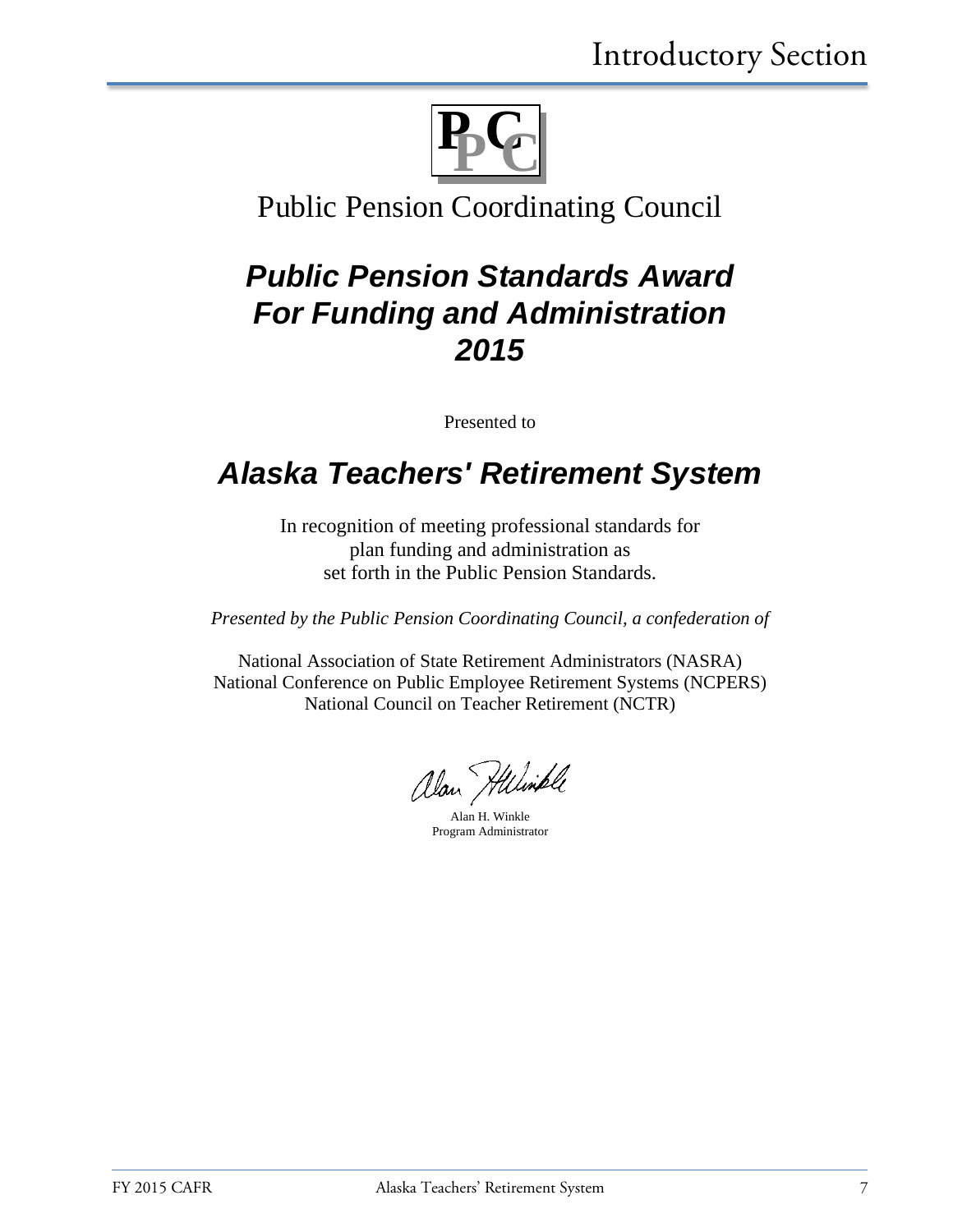PPCC

Public Pension Coordinating Council

# *Public Pension Standards Award For Funding and Administration 2015*

Presented to

## *Alaska Teachers' Retirement System*

In recognition of meeting professional standards for
plan funding and administration as
set forth in the Public Pension Standards.

*Presented by the Public Pension Coordinating Council, a confederation of*

National Association of State Retirement Administrators (NASRA)
National Conference on Public Employee Retirement Systems (NCPERS)
National Council on Teacher Retirement (NCTR)

Alan H. Winkle
Program Administrator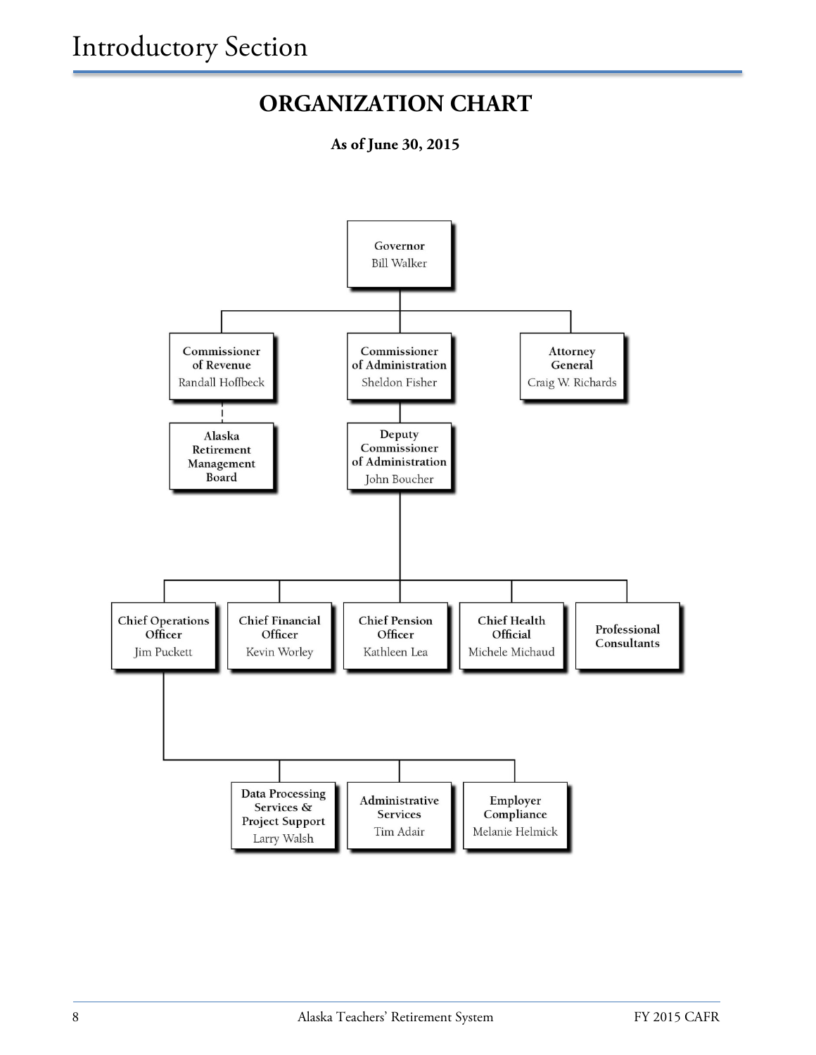## ORGANIZATION CHART

**As of June 30, 2015**

- **Governor** — Bill Walker
  - **Commissioner of Revenue** — Randall Hoffbeck
    - **Alaska Retirement Management Board**
  - **Commissioner of Administration** — Sheldon Fisher
    - **Deputy Commissioner of Administration** — John Boucher
      - **Chief Operations Officer** — Jim Puckett
        - **Data Processing Services & Project Support** — Larry Walsh
        - **Administrative Services** — Tim Adair
        - **Employer Compliance** — Melanie Helmick
      - **Chief Financial Officer** — Kevin Worley
      - **Chief Pension Officer** — Kathleen Lea
      - **Chief Health Official** — Michele Michaud
      - **Professional Consultants**
  - **Attorney General** — Craig W. Richards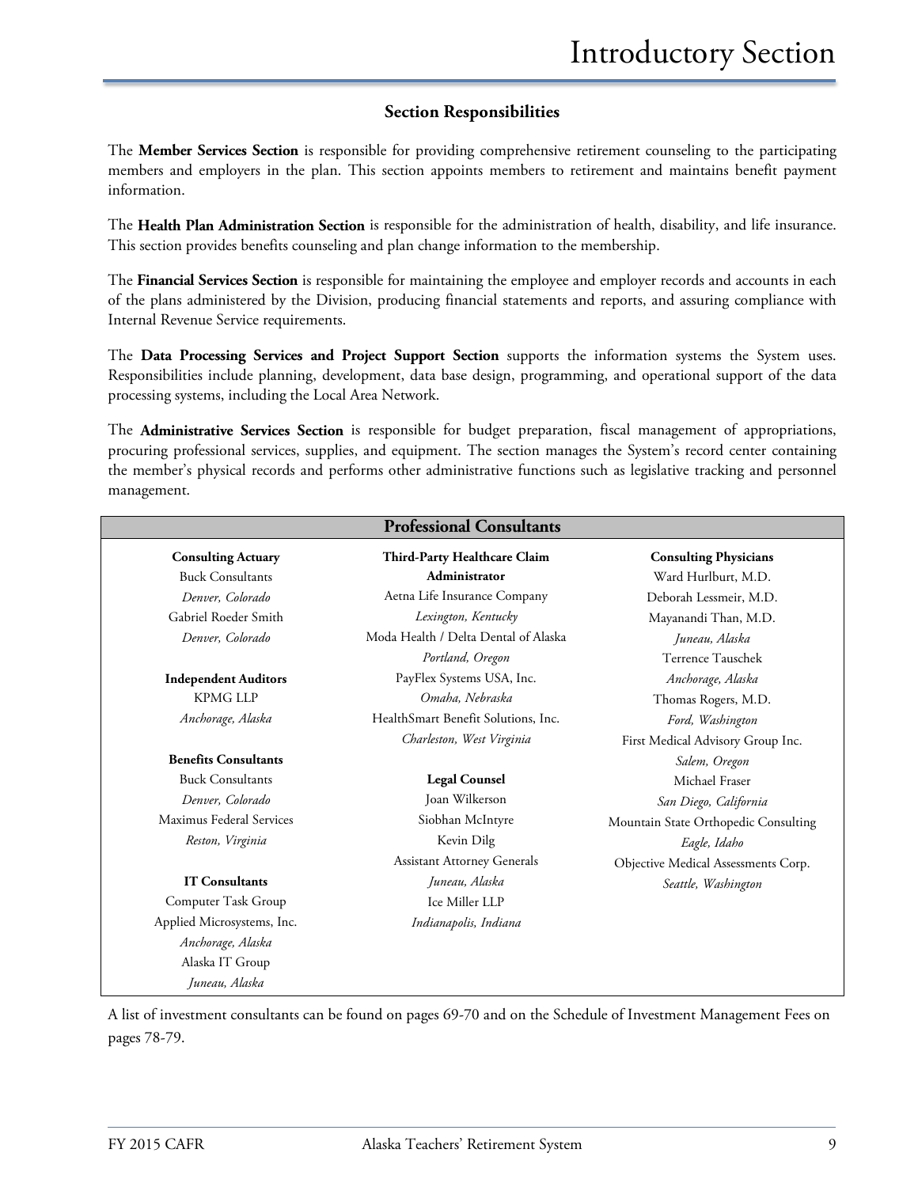# Introductory Section

## Section Responsibilities

The **Member Services Section** is responsible for providing comprehensive retirement counseling to the participating members and employers in the plan. This section appoints members to retirement and maintains benefit payment information.

The **Health Plan Administration Section** is responsible for the administration of health, disability, and life insurance. This section provides benefits counseling and plan change information to the membership.

The **Financial Services Section** is responsible for maintaining the employee and employer records and accounts in each of the plans administered by the Division, producing financial statements and reports, and assuring compliance with Internal Revenue Service requirements.

The **Data Processing Services and Project Support Section** supports the information systems the System uses. Responsibilities include planning, development, data base design, programming, and operational support of the data processing systems, including the Local Area Network.

The **Administrative Services Section** is responsible for budget preparation, fiscal management of appropriations, procuring professional services, supplies, and equipment. The section manages the System's record center containing the member's physical records and performs other administrative functions such as legislative tracking and personnel management.

## Professional Consultants

**Consulting Actuary**
Buck Consultants
*Denver, Colorado*
Gabriel Roeder Smith
*Denver, Colorado*

**Independent Auditors**
KPMG LLP
*Anchorage, Alaska*

**Benefits Consultants**
Buck Consultants
*Denver, Colorado*
Maximus Federal Services
*Reston, Virginia*

**IT Consultants**
Computer Task Group
Applied Microsystems, Inc.
*Anchorage, Alaska*
Alaska IT Group
*Juneau, Alaska*

**Third-Party Healthcare Claim Administrator**
Aetna Life Insurance Company
*Lexington, Kentucky*
Moda Health / Delta Dental of Alaska
*Portland, Oregon*
PayFlex Systems USA, Inc.
*Omaha, Nebraska*
HealthSmart Benefit Solutions, Inc.
*Charleston, West Virginia*

**Legal Counsel**
Joan Wilkerson
Siobhan McIntyre
Kevin Dilg
Assistant Attorney Generals
*Juneau, Alaska*
Ice Miller LLP
*Indianapolis, Indiana*

**Consulting Physicians**
Ward Hurlburt, M.D.
Deborah Lessmeir, M.D.
Mayanandi Than, M.D.
*Juneau, Alaska*
Terrence Tauschek
*Anchorage, Alaska*
Thomas Rogers, M.D.
*Ford, Washington*
First Medical Advisory Group Inc.
*Salem, Oregon*
Michael Fraser
*San Diego, California*
Mountain State Orthopedic Consulting
*Eagle, Idaho*
Objective Medical Assessments Corp.
*Seattle, Washington*

A list of investment consultants can be found on pages 69-70 and on the Schedule of Investment Management Fees on pages 78-79.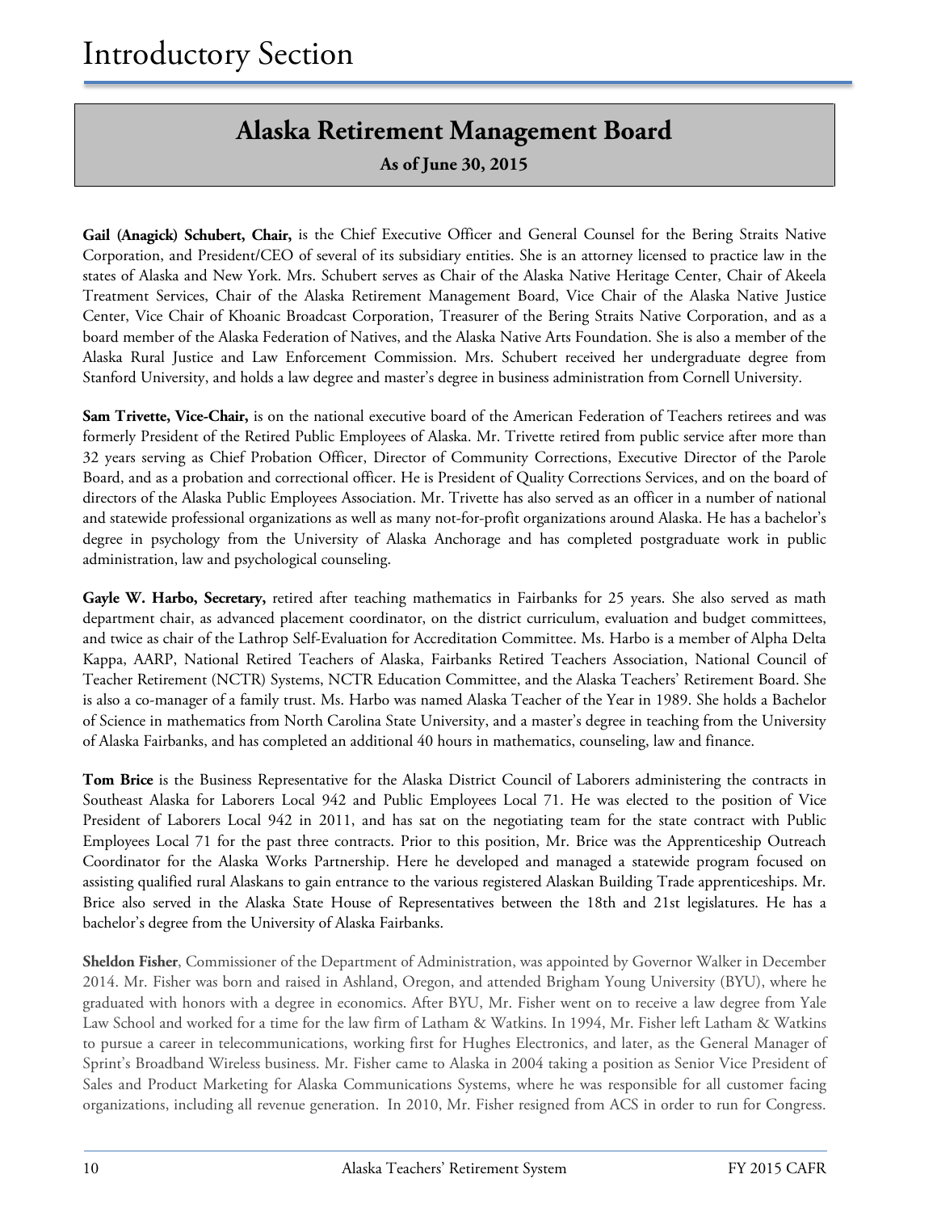# Alaska Retirement Management Board

**As of June 30, 2015**

**Gail (Anagick) Schubert, Chair,** is the Chief Executive Officer and General Counsel for the Bering Straits Native Corporation, and President/CEO of several of its subsidiary entities. She is an attorney licensed to practice law in the states of Alaska and New York. Mrs. Schubert serves as Chair of the Alaska Native Heritage Center, Chair of Akeela Treatment Services, Chair of the Alaska Retirement Management Board, Vice Chair of the Alaska Native Justice Center, Vice Chair of Khoanic Broadcast Corporation, Treasurer of the Bering Straits Native Corporation, and as a board member of the Alaska Federation of Natives, and the Alaska Native Arts Foundation. She is also a member of the Alaska Rural Justice and Law Enforcement Commission. Mrs. Schubert received her undergraduate degree from Stanford University, and holds a law degree and master's degree in business administration from Cornell University.

**Sam Trivette, Vice-Chair,** is on the national executive board of the American Federation of Teachers retirees and was formerly President of the Retired Public Employees of Alaska. Mr. Trivette retired from public service after more than 32 years serving as Chief Probation Officer, Director of Community Corrections, Executive Director of the Parole Board, and as a probation and correctional officer. He is President of Quality Corrections Services, and on the board of directors of the Alaska Public Employees Association. Mr. Trivette has also served as an officer in a number of national and statewide professional organizations as well as many not-for-profit organizations around Alaska. He has a bachelor's degree in psychology from the University of Alaska Anchorage and has completed postgraduate work in public administration, law and psychological counseling.

**Gayle W. Harbo, Secretary,** retired after teaching mathematics in Fairbanks for 25 years. She also served as math department chair, as advanced placement coordinator, on the district curriculum, evaluation and budget committees, and twice as chair of the Lathrop Self-Evaluation for Accreditation Committee. Ms. Harbo is a member of Alpha Delta Kappa, AARP, National Retired Teachers of Alaska, Fairbanks Retired Teachers Association, National Council of Teacher Retirement (NCTR) Systems, NCTR Education Committee, and the Alaska Teachers' Retirement Board. She is also a co-manager of a family trust. Ms. Harbo was named Alaska Teacher of the Year in 1989. She holds a Bachelor of Science in mathematics from North Carolina State University, and a master's degree in teaching from the University of Alaska Fairbanks, and has completed an additional 40 hours in mathematics, counseling, law and finance.

**Tom Brice** is the Business Representative for the Alaska District Council of Laborers administering the contracts in Southeast Alaska for Laborers Local 942 and Public Employees Local 71. He was elected to the position of Vice President of Laborers Local 942 in 2011, and has sat on the negotiating team for the state contract with Public Employees Local 71 for the past three contracts. Prior to this position, Mr. Brice was the Apprenticeship Outreach Coordinator for the Alaska Works Partnership. Here he developed and managed a statewide program focused on assisting qualified rural Alaskans to gain entrance to the various registered Alaskan Building Trade apprenticeships. Mr. Brice also served in the Alaska State House of Representatives between the 18th and 21st legislatures. He has a bachelor's degree from the University of Alaska Fairbanks.

**Sheldon Fisher**, Commissioner of the Department of Administration, was appointed by Governor Walker in December 2014. Mr. Fisher was born and raised in Ashland, Oregon, and attended Brigham Young University (BYU), where he graduated with honors with a degree in economics. After BYU, Mr. Fisher went on to receive a law degree from Yale Law School and worked for a time for the law firm of Latham & Watkins. In 1994, Mr. Fisher left Latham & Watkins to pursue a career in telecommunications, working first for Hughes Electronics, and later, as the General Manager of Sprint's Broadband Wireless business. Mr. Fisher came to Alaska in 2004 taking a position as Senior Vice President of Sales and Product Marketing for Alaska Communications Systems, where he was responsible for all customer facing organizations, including all revenue generation. In 2010, Mr. Fisher resigned from ACS in order to run for Congress.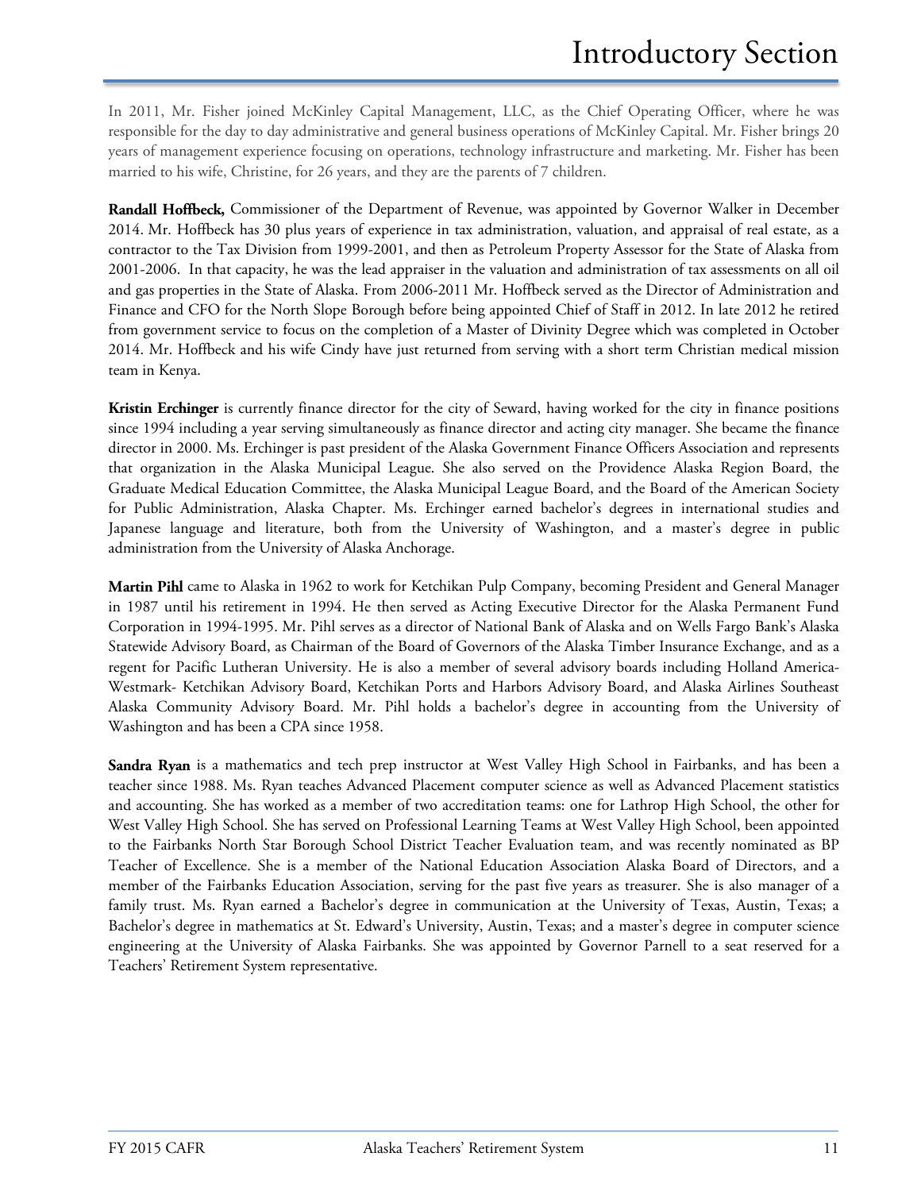In 2011, Mr. Fisher joined McKinley Capital Management, LLC, as the Chief Operating Officer, where he was responsible for the day to day administrative and general business operations of McKinley Capital. Mr. Fisher brings 20 years of management experience focusing on operations, technology infrastructure and marketing. Mr. Fisher has been married to his wife, Christine, for 26 years, and they are the parents of 7 children.

**Randall Hoffbeck,** Commissioner of the Department of Revenue, was appointed by Governor Walker in December 2014. Mr. Hoffbeck has 30 plus years of experience in tax administration, valuation, and appraisal of real estate, as a contractor to the Tax Division from 1999-2001, and then as Petroleum Property Assessor for the State of Alaska from 2001-2006. In that capacity, he was the lead appraiser in the valuation and administration of tax assessments on all oil and gas properties in the State of Alaska. From 2006-2011 Mr. Hoffbeck served as the Director of Administration and Finance and CFO for the North Slope Borough before being appointed Chief of Staff in 2012. In late 2012 he retired from government service to focus on the completion of a Master of Divinity Degree which was completed in October 2014. Mr. Hoffbeck and his wife Cindy have just returned from serving with a short term Christian medical mission team in Kenya.

**Kristin Erchinger** is currently finance director for the city of Seward, having worked for the city in finance positions since 1994 including a year serving simultaneously as finance director and acting city manager. She became the finance director in 2000. Ms. Erchinger is past president of the Alaska Government Finance Officers Association and represents that organization in the Alaska Municipal League. She also served on the Providence Alaska Region Board, the Graduate Medical Education Committee, the Alaska Municipal League Board, and the Board of the American Society for Public Administration, Alaska Chapter. Ms. Erchinger earned bachelor's degrees in international studies and Japanese language and literature, both from the University of Washington, and a master's degree in public administration from the University of Alaska Anchorage.

**Martin Pihl** came to Alaska in 1962 to work for Ketchikan Pulp Company, becoming President and General Manager in 1987 until his retirement in 1994. He then served as Acting Executive Director for the Alaska Permanent Fund Corporation in 1994-1995. Mr. Pihl serves as a director of National Bank of Alaska and on Wells Fargo Bank's Alaska Statewide Advisory Board, as Chairman of the Board of Governors of the Alaska Timber Insurance Exchange, and as a regent for Pacific Lutheran University. He is also a member of several advisory boards including Holland America-Westmark- Ketchikan Advisory Board, Ketchikan Ports and Harbors Advisory Board, and Alaska Airlines Southeast Alaska Community Advisory Board. Mr. Pihl holds a bachelor's degree in accounting from the University of Washington and has been a CPA since 1958.

**Sandra Ryan** is a mathematics and tech prep instructor at West Valley High School in Fairbanks, and has been a teacher since 1988. Ms. Ryan teaches Advanced Placement computer science as well as Advanced Placement statistics and accounting. She has worked as a member of two accreditation teams: one for Lathrop High School, the other for West Valley High School. She has served on Professional Learning Teams at West Valley High School, been appointed to the Fairbanks North Star Borough School District Teacher Evaluation team, and was recently nominated as BP Teacher of Excellence. She is a member of the National Education Association Alaska Board of Directors, and a member of the Fairbanks Education Association, serving for the past five years as treasurer. She is also manager of a family trust. Ms. Ryan earned a Bachelor's degree in communication at the University of Texas, Austin, Texas; a Bachelor's degree in mathematics at St. Edward's University, Austin, Texas; and a master's degree in computer science engineering at the University of Alaska Fairbanks. She was appointed by Governor Parnell to a seat reserved for a Teachers' Retirement System representative.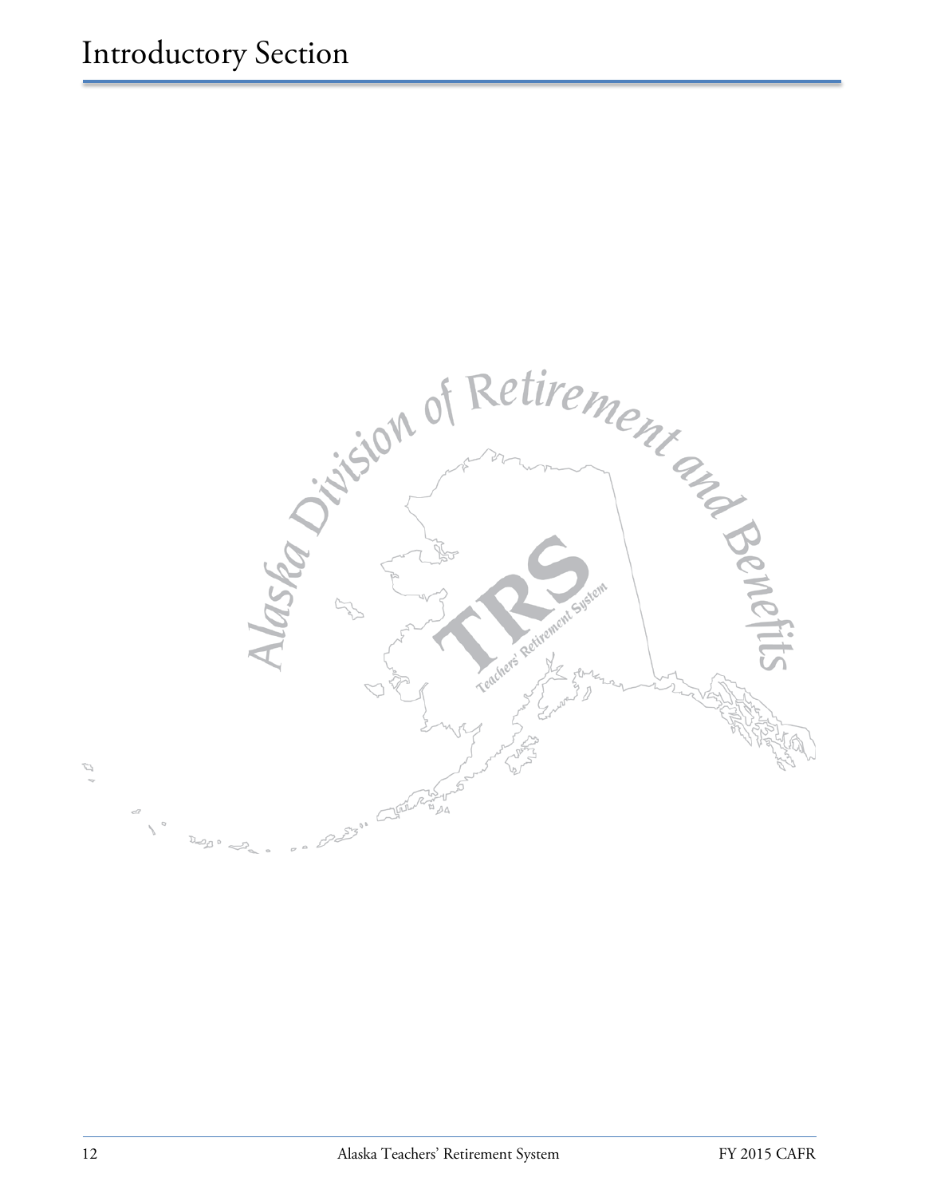Alaska Division of Retirement and Benefits

TRS

Teachers' Retirement System